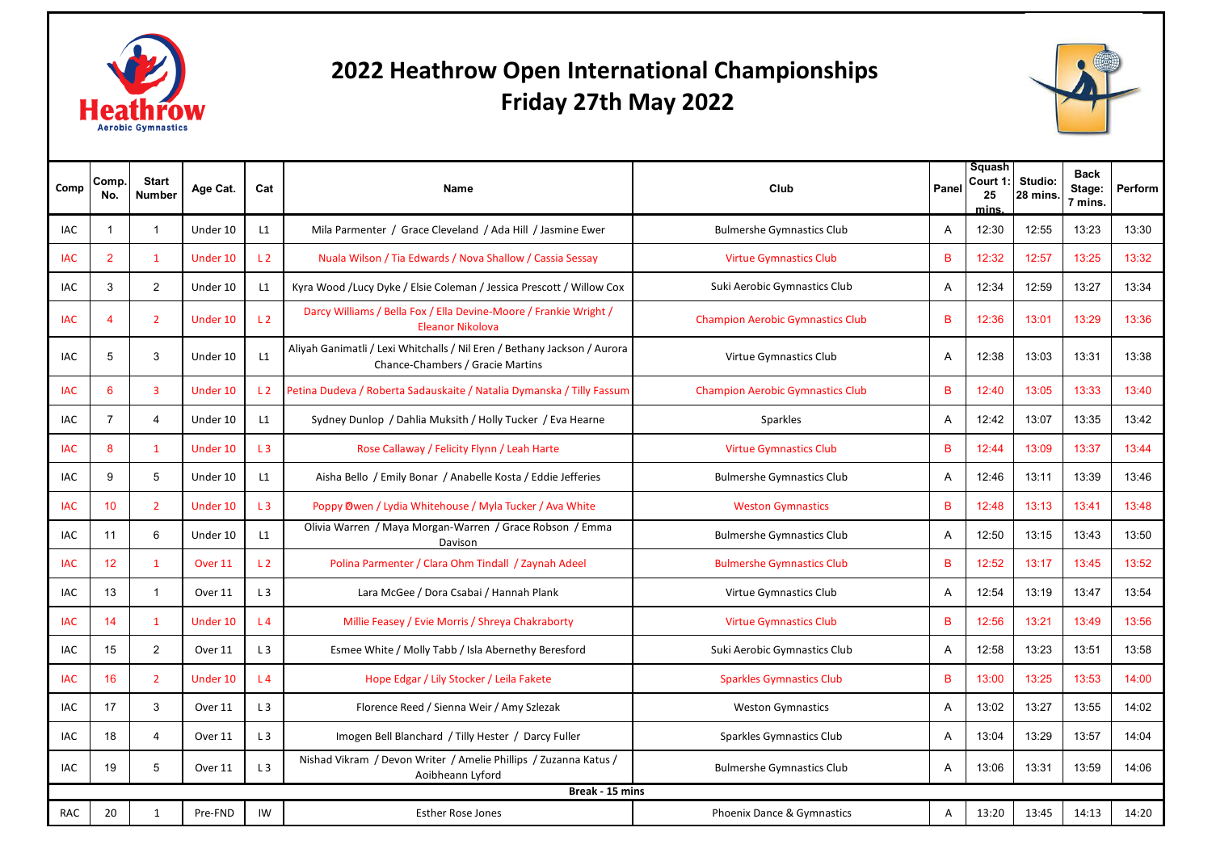# 2022 Heathrow Open International Championships
## Friday 27th May 2022

| Comp | Comp. No. | Start Number | Age Cat. | Cat | Name | Club | Panel | Squash Court 1: 25 mins. | Studio: 28 mins. | Back Stage: 7 mins. | Perform |
|---|---|---|---|---|---|---|---|---|---|---|---|
| IAC | 1 | 1 | Under 10 | L1 | Mila Parmenter / Grace Cleveland / Ada Hill / Jasmine Ewer | Bulmershe Gymnastics Club | A | 12:30 | 12:55 | 13:23 | 13:30 |
| IAC | 2 | 1 | Under 10 | L 2 | Nuala Wilson / Tia Edwards / Nova Shallow / Cassia Sessay | Virtue Gymnastics Club | B | 12:32 | 12:57 | 13:25 | 13:32 |
| IAC | 3 | 2 | Under 10 | L1 | Kyra Wood /Lucy Dyke / Elsie Coleman / Jessica Prescott / Willow Cox | Suki Aerobic Gymnastics Club | A | 12:34 | 12:59 | 13:27 | 13:34 |
| IAC | 4 | 2 | Under 10 | L 2 | Darcy Williams / Bella Fox / Ella Devine-Moore / Frankie Wright / Eleanor Nikolova | Champion Aerobic Gymnastics Club | B | 12:36 | 13:01 | 13:29 | 13:36 |
| IAC | 5 | 3 | Under 10 | L1 | Aliyah Ganimatli / Lexi Whitchalls / Nil Eren / Bethany Jackson / Aurora Chance-Chambers / Gracie Martins | Virtue Gymnastics Club | A | 12:38 | 13:03 | 13:31 | 13:38 |
| IAC | 6 | 3 | Under 10 | L 2 | Petina Dudeva / Roberta Sadauskaite / Natalia Dymanska / Tilly Fassum | Champion Aerobic Gymnastics Club | B | 12:40 | 13:05 | 13:33 | 13:40 |
| IAC | 7 | 4 | Under 10 | L1 | Sydney Dunlop / Dahlia Muksith / Holly Tucker / Eva Hearne | Sparkles | A | 12:42 | 13:07 | 13:35 | 13:42 |
| IAC | 8 | 1 | Under 10 | L 3 | Rose Callaway / Felicity Flynn / Leah Harte | Virtue Gymnastics Club | B | 12:44 | 13:09 | 13:37 | 13:44 |
| IAC | 9 | 5 | Under 10 | L1 | Aisha Bello / Emily Bonar / Anabelle Kosta / Eddie Jefferies | Bulmershe Gymnastics Club | A | 12:46 | 13:11 | 13:39 | 13:46 |
| IAC | 10 | 2 | Under 10 | L 3 | Poppy Øwen / Lydia Whitehouse / Myla Tucker / Ava White | Weston Gymnastics | B | 12:48 | 13:13 | 13:41 | 13:48 |
| IAC | 11 | 6 | Under 10 | L1 | Olivia Warren / Maya Morgan-Warren / Grace Robson / Emma Davison | Bulmershe Gymnastics Club | A | 12:50 | 13:15 | 13:43 | 13:50 |
| IAC | 12 | 1 | Over 11 | L 2 | Polina Parmenter / Clara Ohm Tindall / Zaynah Adeel | Bulmershe Gymnastics Club | B | 12:52 | 13:17 | 13:45 | 13:52 |
| IAC | 13 | 1 | Over 11 | L 3 | Lara McGee / Dora Csabai / Hannah Plank | Virtue Gymnastics Club | A | 12:54 | 13:19 | 13:47 | 13:54 |
| IAC | 14 | 1 | Under 10 | L 4 | Millie Feasey / Evie Morris / Shreya Chakraborty | Virtue Gymnastics Club | B | 12:56 | 13:21 | 13:49 | 13:56 |
| IAC | 15 | 2 | Over 11 | L 3 | Esmee White / Molly Tabb / Isla Abernethy Beresford | Suki Aerobic Gymnastics Club | A | 12:58 | 13:23 | 13:51 | 13:58 |
| IAC | 16 | 2 | Under 10 | L 4 | Hope Edgar / Lily Stocker / Leila Fakete | Sparkles Gymnastics Club | B | 13:00 | 13:25 | 13:53 | 14:00 |
| IAC | 17 | 3 | Over 11 | L 3 | Florence Reed / Sienna Weir / Amy Szlezak | Weston Gymnastics | A | 13:02 | 13:27 | 13:55 | 14:02 |
| IAC | 18 | 4 | Over 11 | L 3 | Imogen Bell Blanchard / Tilly Hester / Darcy Fuller | Sparkles Gymnastics Club | A | 13:04 | 13:29 | 13:57 | 14:04 |
| IAC | 19 | 5 | Over 11 | L 3 | Nishad Vikram / Devon Writer / Amelie Phillips / Zuzanna Katus / Aoibheann Lyford | Bulmershe Gymnastics Club | A | 13:06 | 13:31 | 13:59 | 14:06 |
| **Break - 15 mins** | | | | | | | | | | | |
| RAC | 20 | 1 | Pre-FND | IW | Esther Rose Jones | Phoenix Dance & Gymnastics | A | 13:20 | 13:45 | 14:13 | 14:20 |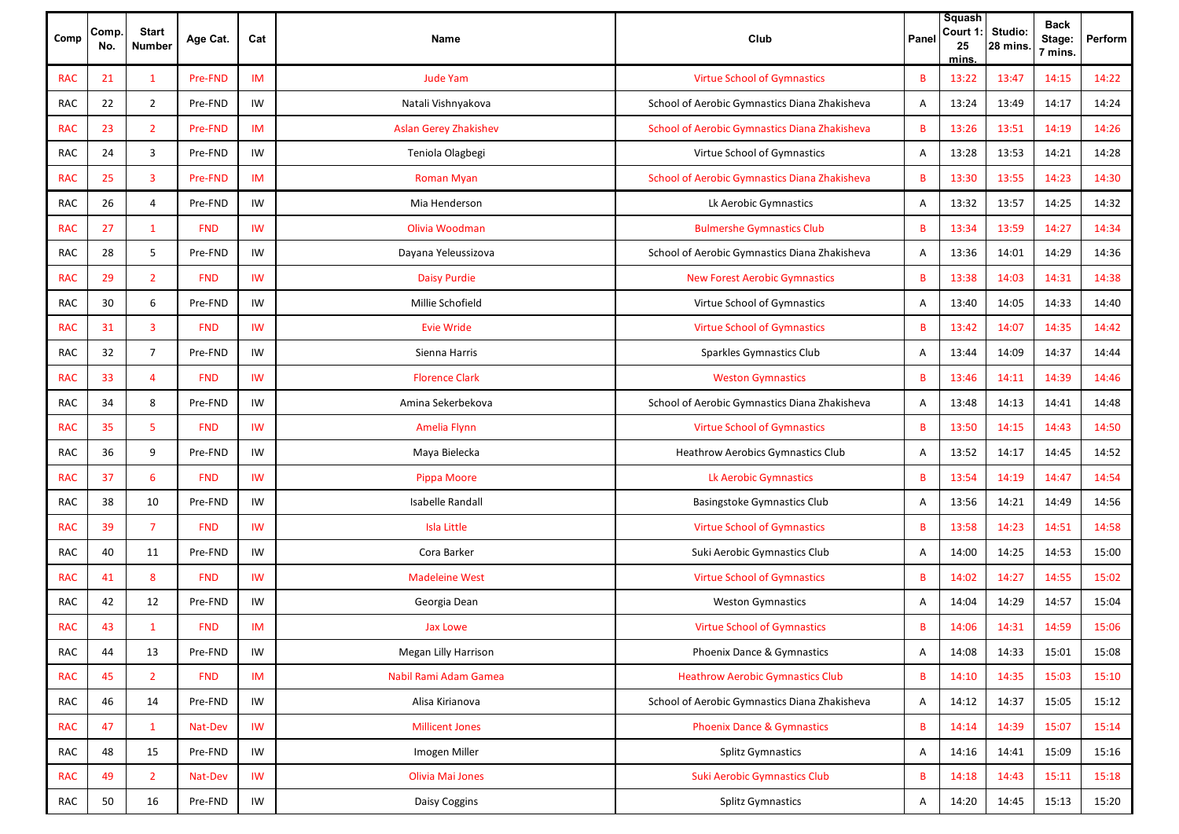| Comp | Comp. No. | Start Number | Age Cat. | Cat | Name | Club | Panel | Squash Court 1: 25 mins. | Studio: 28 mins. | Back Stage: 7 mins. | Perform |
|---|---|---|---|---|---|---|---|---|---|---|---|
| RAC | 21 | 1 | Pre-FND | IM | Jude Yam | Virtue School of Gymnastics | B | 13:22 | 13:47 | 14:15 | 14:22 |
| RAC | 22 | 2 | Pre-FND | IW | Natali Vishnyakova | School of Aerobic Gymnastics Diana Zhakisheva | A | 13:24 | 13:49 | 14:17 | 14:24 |
| RAC | 23 | 2 | Pre-FND | IM | Aslan Gerey Zhakishev | School of Aerobic Gymnastics Diana Zhakisheva | B | 13:26 | 13:51 | 14:19 | 14:26 |
| RAC | 24 | 3 | Pre-FND | IW | Teniola Olagbegi | Virtue School of Gymnastics | A | 13:28 | 13:53 | 14:21 | 14:28 |
| RAC | 25 | 3 | Pre-FND | IM | Roman Myan | School of Aerobic Gymnastics Diana Zhakisheva | B | 13:30 | 13:55 | 14:23 | 14:30 |
| RAC | 26 | 4 | Pre-FND | IW | Mia Henderson | Lk Aerobic Gymnastics | A | 13:32 | 13:57 | 14:25 | 14:32 |
| RAC | 27 | 1 | FND | IW | Olivia Woodman | Bulmershe Gymnastics Club | B | 13:34 | 13:59 | 14:27 | 14:34 |
| RAC | 28 | 5 | Pre-FND | IW | Dayana Yeleussizova | School of Aerobic Gymnastics Diana Zhakisheva | A | 13:36 | 14:01 | 14:29 | 14:36 |
| RAC | 29 | 2 | FND | IW | Daisy Purdie | New Forest Aerobic Gymnastics | B | 13:38 | 14:03 | 14:31 | 14:38 |
| RAC | 30 | 6 | Pre-FND | IW | Millie Schofield | Virtue School of Gymnastics | A | 13:40 | 14:05 | 14:33 | 14:40 |
| RAC | 31 | 3 | FND | IW | Evie Wride | Virtue School of Gymnastics | B | 13:42 | 14:07 | 14:35 | 14:42 |
| RAC | 32 | 7 | Pre-FND | IW | Sienna Harris | Sparkles Gymnastics Club | A | 13:44 | 14:09 | 14:37 | 14:44 |
| RAC | 33 | 4 | FND | IW | Florence Clark | Weston Gymnastics | B | 13:46 | 14:11 | 14:39 | 14:46 |
| RAC | 34 | 8 | Pre-FND | IW | Amina Sekerbekova | School of Aerobic Gymnastics Diana Zhakisheva | A | 13:48 | 14:13 | 14:41 | 14:48 |
| RAC | 35 | 5 | FND | IW | Amelia Flynn | Virtue School of Gymnastics | B | 13:50 | 14:15 | 14:43 | 14:50 |
| RAC | 36 | 9 | Pre-FND | IW | Maya Bielecka | Heathrow Aerobics Gymnastics Club | A | 13:52 | 14:17 | 14:45 | 14:52 |
| RAC | 37 | 6 | FND | IW | Pippa Moore | Lk Aerobic Gymnastics | B | 13:54 | 14:19 | 14:47 | 14:54 |
| RAC | 38 | 10 | Pre-FND | IW | Isabelle Randall | Basingstoke Gymnastics Club | A | 13:56 | 14:21 | 14:49 | 14:56 |
| RAC | 39 | 7 | FND | IW | Isla Little | Virtue School of Gymnastics | B | 13:58 | 14:23 | 14:51 | 14:58 |
| RAC | 40 | 11 | Pre-FND | IW | Cora Barker | Suki Aerobic Gymnastics Club | A | 14:00 | 14:25 | 14:53 | 15:00 |
| RAC | 41 | 8 | FND | IW | Madeleine West | Virtue School of Gymnastics | B | 14:02 | 14:27 | 14:55 | 15:02 |
| RAC | 42 | 12 | Pre-FND | IW | Georgia Dean | Weston Gymnastics | A | 14:04 | 14:29 | 14:57 | 15:04 |
| RAC | 43 | 1 | FND | IM | Jax Lowe | Virtue School of Gymnastics | B | 14:06 | 14:31 | 14:59 | 15:06 |
| RAC | 44 | 13 | Pre-FND | IW | Megan Lilly Harrison | Phoenix Dance & Gymnastics | A | 14:08 | 14:33 | 15:01 | 15:08 |
| RAC | 45 | 2 | FND | IM | Nabil Rami Adam Gamea | Heathrow Aerobic Gymnastics Club | B | 14:10 | 14:35 | 15:03 | 15:10 |
| RAC | 46 | 14 | Pre-FND | IW | Alisa Kirianova | School of Aerobic Gymnastics Diana Zhakisheva | A | 14:12 | 14:37 | 15:05 | 15:12 |
| RAC | 47 | 1 | Nat-Dev | IW | Millicent Jones | Phoenix Dance & Gymnastics | B | 14:14 | 14:39 | 15:07 | 15:14 |
| RAC | 48 | 15 | Pre-FND | IW | Imogen Miller | Splitz Gymnastics | A | 14:16 | 14:41 | 15:09 | 15:16 |
| RAC | 49 | 2 | Nat-Dev | IW | Olivia Mai Jones | Suki Aerobic Gymnastics Club | B | 14:18 | 14:43 | 15:11 | 15:18 |
| RAC | 50 | 16 | Pre-FND | IW | Daisy Coggins | Splitz Gymnastics | A | 14:20 | 14:45 | 15:13 | 15:20 |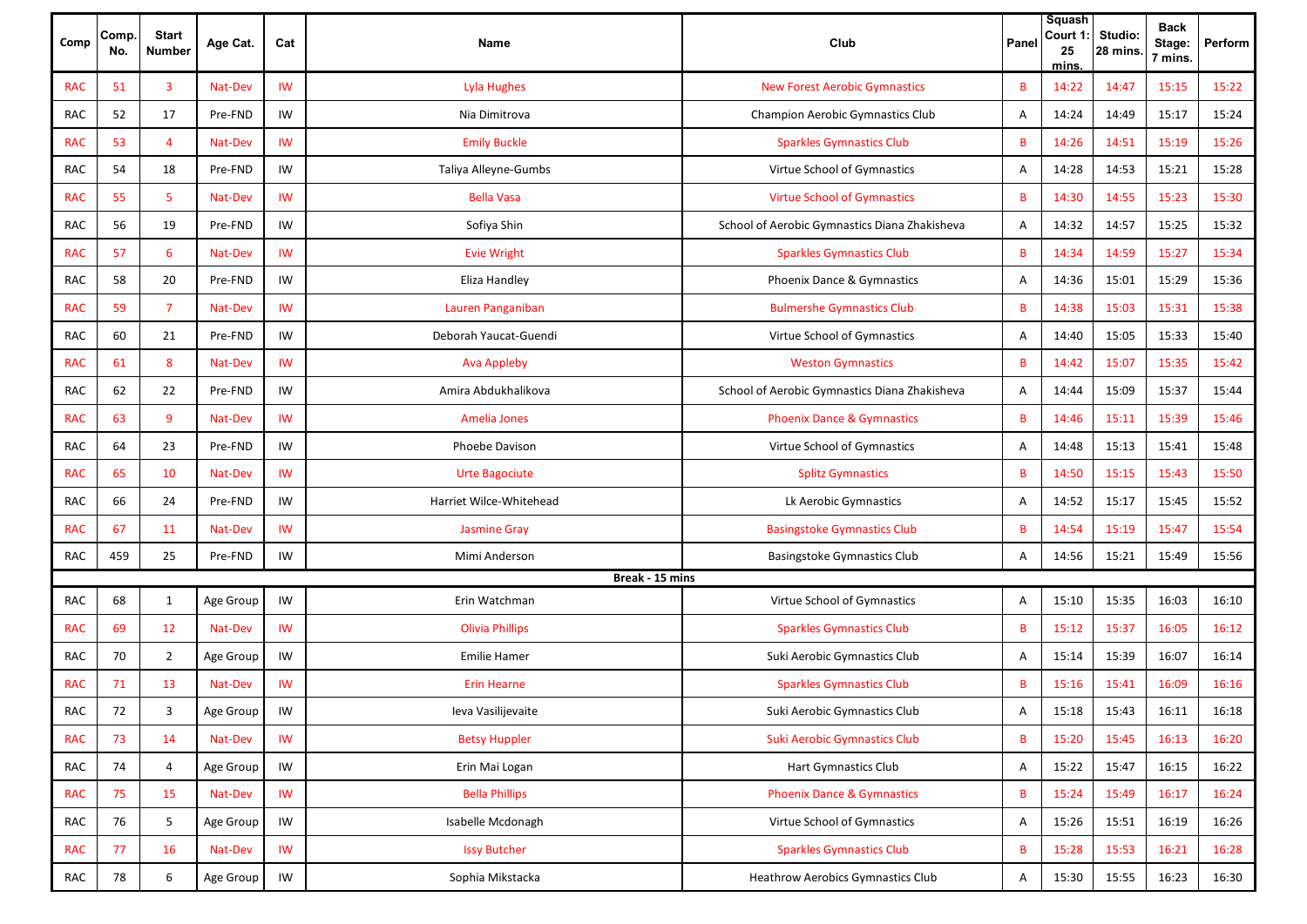| Comp | Comp. No. | Start Number | Age Cat. | Cat | Name | Club | Panel | Squash Court 1: 25 mins. | Studio: 28 mins. | Back Stage: 7 mins. | Perform |
|---|---|---|---|---|---|---|---|---|---|---|---|
| RAC | 51 | 3 | Nat-Dev | IW | Lyla Hughes | New Forest Aerobic Gymnastics | B | 14:22 | 14:47 | 15:15 | 15:22 |
| RAC | 52 | 17 | Pre-FND | IW | Nia Dimitrova | Champion Aerobic Gymnastics Club | A | 14:24 | 14:49 | 15:17 | 15:24 |
| RAC | 53 | 4 | Nat-Dev | IW | Emily Buckle | Sparkles Gymnastics Club | B | 14:26 | 14:51 | 15:19 | 15:26 |
| RAC | 54 | 18 | Pre-FND | IW | Taliya Alleyne-Gumbs | Virtue School of Gymnastics | A | 14:28 | 14:53 | 15:21 | 15:28 |
| RAC | 55 | 5 | Nat-Dev | IW | Bella Vasa | Virtue School of Gymnastics | B | 14:30 | 14:55 | 15:23 | 15:30 |
| RAC | 56 | 19 | Pre-FND | IW | Sofiya Shin | School of Aerobic Gymnastics Diana Zhakisheva | A | 14:32 | 14:57 | 15:25 | 15:32 |
| RAC | 57 | 6 | Nat-Dev | IW | Evie Wright | Sparkles Gymnastics Club | B | 14:34 | 14:59 | 15:27 | 15:34 |
| RAC | 58 | 20 | Pre-FND | IW | Eliza Handley | Phoenix Dance & Gymnastics | A | 14:36 | 15:01 | 15:29 | 15:36 |
| RAC | 59 | 7 | Nat-Dev | IW | Lauren Panganiban | Bulmershe Gymnastics Club | B | 14:38 | 15:03 | 15:31 | 15:38 |
| RAC | 60 | 21 | Pre-FND | IW | Deborah Yaucat-Guendi | Virtue School of Gymnastics | A | 14:40 | 15:05 | 15:33 | 15:40 |
| RAC | 61 | 8 | Nat-Dev | IW | Ava Appleby | Weston Gymnastics | B | 14:42 | 15:07 | 15:35 | 15:42 |
| RAC | 62 | 22 | Pre-FND | IW | Amira Abdukhalikova | School of Aerobic Gymnastics Diana Zhakisheva | A | 14:44 | 15:09 | 15:37 | 15:44 |
| RAC | 63 | 9 | Nat-Dev | IW | Amelia Jones | Phoenix Dance & Gymnastics | B | 14:46 | 15:11 | 15:39 | 15:46 |
| RAC | 64 | 23 | Pre-FND | IW | Phoebe Davison | Virtue School of Gymnastics | A | 14:48 | 15:13 | 15:41 | 15:48 |
| RAC | 65 | 10 | Nat-Dev | IW | Urte Bagociute | Splitz Gymnastics | B | 14:50 | 15:15 | 15:43 | 15:50 |
| RAC | 66 | 24 | Pre-FND | IW | Harriet Wilce-Whitehead | Lk Aerobic Gymnastics | A | 14:52 | 15:17 | 15:45 | 15:52 |
| RAC | 67 | 11 | Nat-Dev | IW | Jasmine Gray | Basingstoke Gymnastics Club | B | 14:54 | 15:19 | 15:47 | 15:54 |
| RAC | 459 | 25 | Pre-FND | IW | Mimi Anderson | Basingstoke Gymnastics Club | A | 14:56 | 15:21 | 15:49 | 15:56 |
| **Break - 15 mins** | | | | | | | | | | | |
| RAC | 68 | 1 | Age Group | IW | Erin Watchman | Virtue School of Gymnastics | A | 15:10 | 15:35 | 16:03 | 16:10 |
| RAC | 69 | 12 | Nat-Dev | IW | Olivia Phillips | Sparkles Gymnastics Club | B | 15:12 | 15:37 | 16:05 | 16:12 |
| RAC | 70 | 2 | Age Group | IW | Emilie Hamer | Suki Aerobic Gymnastics Club | A | 15:14 | 15:39 | 16:07 | 16:14 |
| RAC | 71 | 13 | Nat-Dev | IW | Erin Hearne | Sparkles Gymnastics Club | B | 15:16 | 15:41 | 16:09 | 16:16 |
| RAC | 72 | 3 | Age Group | IW | Ieva Vasilijevaite | Suki Aerobic Gymnastics Club | A | 15:18 | 15:43 | 16:11 | 16:18 |
| RAC | 73 | 14 | Nat-Dev | IW | Betsy Huppler | Suki Aerobic Gymnastics Club | B | 15:20 | 15:45 | 16:13 | 16:20 |
| RAC | 74 | 4 | Age Group | IW | Erin Mai Logan | Hart Gymnastics Club | A | 15:22 | 15:47 | 16:15 | 16:22 |
| RAC | 75 | 15 | Nat-Dev | IW | Bella Phillips | Phoenix Dance & Gymnastics | B | 15:24 | 15:49 | 16:17 | 16:24 |
| RAC | 76 | 5 | Age Group | IW | Isabelle Mcdonagh | Virtue School of Gymnastics | A | 15:26 | 15:51 | 16:19 | 16:26 |
| RAC | 77 | 16 | Nat-Dev | IW | Issy Butcher | Sparkles Gymnastics Club | B | 15:28 | 15:53 | 16:21 | 16:28 |
| RAC | 78 | 6 | Age Group | IW | Sophia Mikstacka | Heathrow Aerobics Gymnastics Club | A | 15:30 | 15:55 | 16:23 | 16:30 |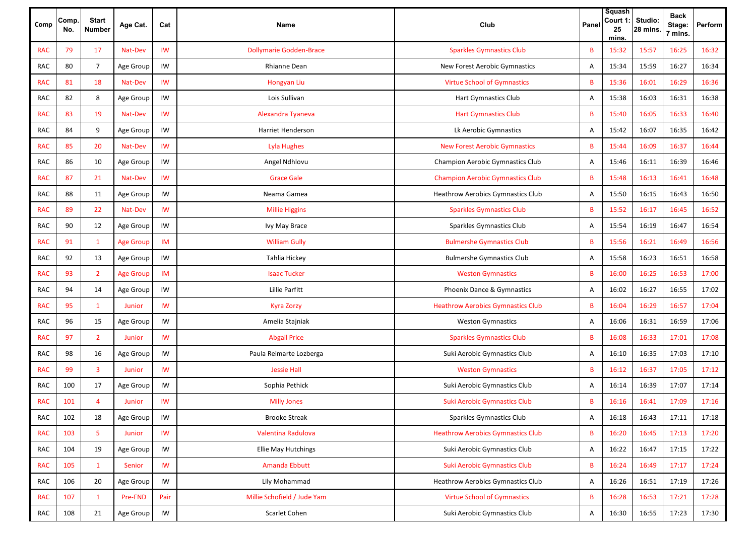| Comp | Comp. No. | Start Number | Age Cat. | Cat | Name | Club | Panel | Squash Court 1: 25 mins. | Studio: 28 mins. | Back Stage: 7 mins. | Perform |
|---|---|---|---|---|---|---|---|---|---|---|---|
| RAC | 79 | 17 | Nat-Dev | IW | Dollymarie Godden-Brace | Sparkles Gymnastics Club | B | 15:32 | 15:57 | 16:25 | 16:32 |
| RAC | 80 | 7 | Age Group | IW | Rhianne Dean | New Forest Aerobic Gymnastics | A | 15:34 | 15:59 | 16:27 | 16:34 |
| RAC | 81 | 18 | Nat-Dev | IW | Hongyan Liu | Virtue School of Gymnastics | B | 15:36 | 16:01 | 16:29 | 16:36 |
| RAC | 82 | 8 | Age Group | IW | Lois Sullivan | Hart Gymnastics Club | A | 15:38 | 16:03 | 16:31 | 16:38 |
| RAC | 83 | 19 | Nat-Dev | IW | Alexandra Tyaneva | Hart Gymnastics Club | B | 15:40 | 16:05 | 16:33 | 16:40 |
| RAC | 84 | 9 | Age Group | IW | Harriet Henderson | Lk Aerobic Gymnastics | A | 15:42 | 16:07 | 16:35 | 16:42 |
| RAC | 85 | 20 | Nat-Dev | IW | Lyla Hughes | New Forest Aerobic Gymnastics | B | 15:44 | 16:09 | 16:37 | 16:44 |
| RAC | 86 | 10 | Age Group | IW | Angel Ndhlovu | Champion Aerobic Gymnastics Club | A | 15:46 | 16:11 | 16:39 | 16:46 |
| RAC | 87 | 21 | Nat-Dev | IW | Grace Gale | Champion Aerobic Gymnastics Club | B | 15:48 | 16:13 | 16:41 | 16:48 |
| RAC | 88 | 11 | Age Group | IW | Neama Gamea | Heathrow Aerobics Gymnastics Club | A | 15:50 | 16:15 | 16:43 | 16:50 |
| RAC | 89 | 22 | Nat-Dev | IW | Millie Higgins | Sparkles Gymnastics Club | B | 15:52 | 16:17 | 16:45 | 16:52 |
| RAC | 90 | 12 | Age Group | IW | Ivy May Brace | Sparkles Gymnastics Club | A | 15:54 | 16:19 | 16:47 | 16:54 |
| RAC | 91 | 1 | Age Group | IM | William Gully | Bulmershe Gymnastics Club | B | 15:56 | 16:21 | 16:49 | 16:56 |
| RAC | 92 | 13 | Age Group | IW | Tahlia Hickey | Bulmershe Gymnastics Club | A | 15:58 | 16:23 | 16:51 | 16:58 |
| RAC | 93 | 2 | Age Group | IM | Isaac Tucker | Weston Gymnastics | B | 16:00 | 16:25 | 16:53 | 17:00 |
| RAC | 94 | 14 | Age Group | IW | Lillie Parfitt | Phoenix Dance & Gymnastics | A | 16:02 | 16:27 | 16:55 | 17:02 |
| RAC | 95 | 1 | Junior | IW | Kyra Zorzy | Heathrow Aerobics Gymnastics Club | B | 16:04 | 16:29 | 16:57 | 17:04 |
| RAC | 96 | 15 | Age Group | IW | Amelia Stajniak | Weston Gymnastics | A | 16:06 | 16:31 | 16:59 | 17:06 |
| RAC | 97 | 2 | Junior | IW | Abgail Price | Sparkles Gymnastics Club | B | 16:08 | 16:33 | 17:01 | 17:08 |
| RAC | 98 | 16 | Age Group | IW | Paula Reimarte Lozberga | Suki Aerobic Gymnastics Club | A | 16:10 | 16:35 | 17:03 | 17:10 |
| RAC | 99 | 3 | Junior | IW | Jessie Hall | Weston Gymnastics | B | 16:12 | 16:37 | 17:05 | 17:12 |
| RAC | 100 | 17 | Age Group | IW | Sophia Pethick | Suki Aerobic Gymnastics Club | A | 16:14 | 16:39 | 17:07 | 17:14 |
| RAC | 101 | 4 | Junior | IW | Milly Jones | Suki Aerobic Gymnastics Club | B | 16:16 | 16:41 | 17:09 | 17:16 |
| RAC | 102 | 18 | Age Group | IW | Brooke Streak | Sparkles Gymnastics Club | A | 16:18 | 16:43 | 17:11 | 17:18 |
| RAC | 103 | 5 | Junior | IW | Valentina Radulova | Heathrow Aerobics Gymnastics Club | B | 16:20 | 16:45 | 17:13 | 17:20 |
| RAC | 104 | 19 | Age Group | IW | Ellie May Hutchings | Suki Aerobic Gymnastics Club | A | 16:22 | 16:47 | 17:15 | 17:22 |
| RAC | 105 | 1 | Senior | IW | Amanda Ebbutt | Suki Aerobic Gymnastics Club | B | 16:24 | 16:49 | 17:17 | 17:24 |
| RAC | 106 | 20 | Age Group | IW | Lily Mohammad | Heathrow Aerobics Gymnastics Club | A | 16:26 | 16:51 | 17:19 | 17:26 |
| RAC | 107 | 1 | Pre-FND | Pair | Millie Schofield / Jude Yam | Virtue School of Gymnastics | B | 16:28 | 16:53 | 17:21 | 17:28 |
| RAC | 108 | 21 | Age Group | IW | Scarlet Cohen | Suki Aerobic Gymnastics Club | A | 16:30 | 16:55 | 17:23 | 17:30 |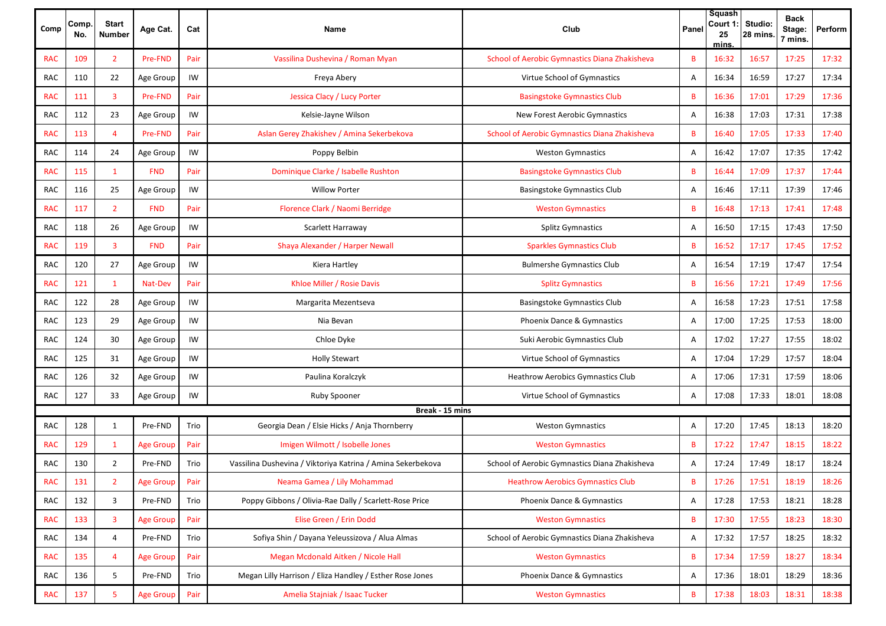| Comp | Comp. No. | Start Number | Age Cat. | Cat | Name | Club | Panel | Squash Court 1: 25 mins. | Studio: 28 mins. | Back Stage: 7 mins. | Perform |
|---|---|---|---|---|---|---|---|---|---|---|---|
| RAC | 109 | 2 | Pre-FND | Pair | Vassilina Dushevina / Roman Myan | School of Aerobic Gymnastics Diana Zhakisheva | B | 16:32 | 16:57 | 17:25 | 17:32 |
| RAC | 110 | 22 | Age Group | IW | Freya Abery | Virtue School of Gymnastics | A | 16:34 | 16:59 | 17:27 | 17:34 |
| RAC | 111 | 3 | Pre-FND | Pair | Jessica Clacy / Lucy Porter | Basingstoke Gymnastics Club | B | 16:36 | 17:01 | 17:29 | 17:36 |
| RAC | 112 | 23 | Age Group | IW | Kelsie-Jayne Wilson | New Forest Aerobic Gymnastics | A | 16:38 | 17:03 | 17:31 | 17:38 |
| RAC | 113 | 4 | Pre-FND | Pair | Aslan Gerey Zhakishev / Amina Sekerbekova | School of Aerobic Gymnastics Diana Zhakisheva | B | 16:40 | 17:05 | 17:33 | 17:40 |
| RAC | 114 | 24 | Age Group | IW | Poppy Belbin | Weston Gymnastics | A | 16:42 | 17:07 | 17:35 | 17:42 |
| RAC | 115 | 1 | FND | Pair | Dominique Clarke / Isabelle Rushton | Basingstoke Gymnastics Club | B | 16:44 | 17:09 | 17:37 | 17:44 |
| RAC | 116 | 25 | Age Group | IW | Willow Porter | Basingstoke Gymnastics Club | A | 16:46 | 17:11 | 17:39 | 17:46 |
| RAC | 117 | 2 | FND | Pair | Florence Clark / Naomi Berridge | Weston Gymnastics | B | 16:48 | 17:13 | 17:41 | 17:48 |
| RAC | 118 | 26 | Age Group | IW | Scarlett Harraway | Splitz Gymnastics | A | 16:50 | 17:15 | 17:43 | 17:50 |
| RAC | 119 | 3 | FND | Pair | Shaya Alexander / Harper Newall | Sparkles Gymnastics Club | B | 16:52 | 17:17 | 17:45 | 17:52 |
| RAC | 120 | 27 | Age Group | IW | Kiera Hartley | Bulmershe Gymnastics Club | A | 16:54 | 17:19 | 17:47 | 17:54 |
| RAC | 121 | 1 | Nat-Dev | Pair | Khloe Miller / Rosie Davis | Splitz Gymnastics | B | 16:56 | 17:21 | 17:49 | 17:56 |
| RAC | 122 | 28 | Age Group | IW | Margarita Mezentseva | Basingstoke Gymnastics Club | A | 16:58 | 17:23 | 17:51 | 17:58 |
| RAC | 123 | 29 | Age Group | IW | Nia Bevan | Phoenix Dance & Gymnastics | A | 17:00 | 17:25 | 17:53 | 18:00 |
| RAC | 124 | 30 | Age Group | IW | Chloe Dyke | Suki Aerobic Gymnastics Club | A | 17:02 | 17:27 | 17:55 | 18:02 |
| RAC | 125 | 31 | Age Group | IW | Holly Stewart | Virtue School of Gymnastics | A | 17:04 | 17:29 | 17:57 | 18:04 |
| RAC | 126 | 32 | Age Group | IW | Paulina Koralczyk | Heathrow Aerobics Gymnastics Club | A | 17:06 | 17:31 | 17:59 | 18:06 |
| RAC | 127 | 33 | Age Group | IW | Ruby Spooner | Virtue School of Gymnastics | A | 17:08 | 17:33 | 18:01 | 18:08 |
| | | | | | **Break - 15 mins** | | | | | | |
| RAC | 128 | 1 | Pre-FND | Trio | Georgia Dean / Elsie Hicks / Anja Thornberry | Weston Gymnastics | A | 17:20 | 17:45 | 18:13 | 18:20 |
| RAC | 129 | 1 | Age Group | Pair | Imigen Wilmott / Isobelle Jones | Weston Gymnastics | B | 17:22 | 17:47 | 18:15 | 18:22 |
| RAC | 130 | 2 | Pre-FND | Trio | Vassilina Dushevina / Viktoriya Katrina / Amina Sekerbekova | School of Aerobic Gymnastics Diana Zhakisheva | A | 17:24 | 17:49 | 18:17 | 18:24 |
| RAC | 131 | 2 | Age Group | Pair | Neama Gamea / Lily Mohammad | Heathrow Aerobics Gymnastics Club | B | 17:26 | 17:51 | 18:19 | 18:26 |
| RAC | 132 | 3 | Pre-FND | Trio | Poppy Gibbons / Olivia-Rae Dally / Scarlett-Rose Price | Phoenix Dance & Gymnastics | A | 17:28 | 17:53 | 18:21 | 18:28 |
| RAC | 133 | 3 | Age Group | Pair | Elise Green / Erin Dodd | Weston Gymnastics | B | 17:30 | 17:55 | 18:23 | 18:30 |
| RAC | 134 | 4 | Pre-FND | Trio | Sofiya Shin / Dayana Yeleussizova / Alua Almas | School of Aerobic Gymnastics Diana Zhakisheva | A | 17:32 | 17:57 | 18:25 | 18:32 |
| RAC | 135 | 4 | Age Group | Pair | Megan Mcdonald Aitken / Nicole Hall | Weston Gymnastics | B | 17:34 | 17:59 | 18:27 | 18:34 |
| RAC | 136 | 5 | Pre-FND | Trio | Megan Lilly Harrison / Eliza Handley / Esther Rose Jones | Phoenix Dance & Gymnastics | A | 17:36 | 18:01 | 18:29 | 18:36 |
| RAC | 137 | 5 | Age Group | Pair | Amelia Stajniak / Isaac Tucker | Weston Gymnastics | B | 17:38 | 18:03 | 18:31 | 18:38 |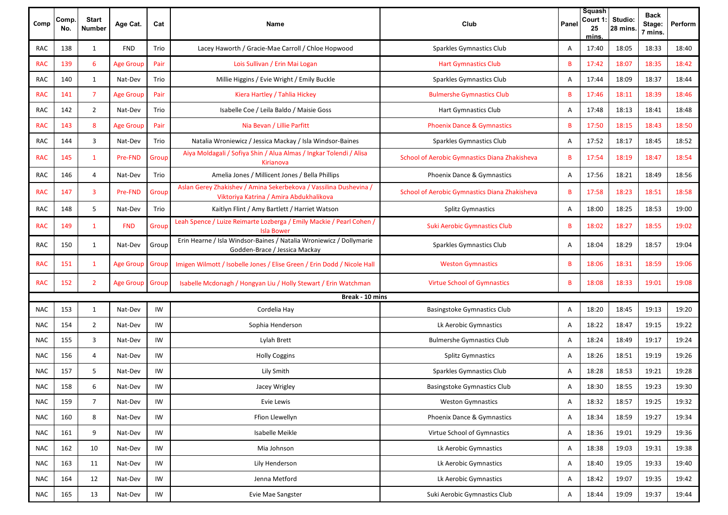| Comp | Comp. No. | Start Number | Age Cat. | Cat | Name | Club | Panel | Squash Court 1: 25 mins. | Studio: 28 mins. | Back Stage: 7 mins. | Perform |
|---|---|---|---|---|---|---|---|---|---|---|---|
| RAC | 138 | 1 | FND | Trio | Lacey Haworth / Gracie-Mae Carroll / Chloe Hopwood | Sparkles Gymnastics Club | A | 17:40 | 18:05 | 18:33 | 18:40 |
| RAC | 139 | 6 | Age Group | Pair | Lois Sullivan / Erin Mai Logan | Hart Gymnastics Club | B | 17:42 | 18:07 | 18:35 | 18:42 |
| RAC | 140 | 1 | Nat-Dev | Trio | Millie Higgins / Evie Wright / Emily Buckle | Sparkles Gymnastics Club | A | 17:44 | 18:09 | 18:37 | 18:44 |
| RAC | 141 | 7 | Age Group | Pair | Kiera Hartley / Tahlia Hickey | Bulmershe Gymnastics Club | B | 17:46 | 18:11 | 18:39 | 18:46 |
| RAC | 142 | 2 | Nat-Dev | Trio | Isabelle Coe / Leila Baldo / Maisie Goss | Hart Gymnastics Club | A | 17:48 | 18:13 | 18:41 | 18:48 |
| RAC | 143 | 8 | Age Group | Pair | Nia Bevan / Lillie Parfitt | Phoenix Dance & Gymnastics | B | 17:50 | 18:15 | 18:43 | 18:50 |
| RAC | 144 | 3 | Nat-Dev | Trio | Natalia Wroniewicz / Jessica Mackay / Isla Windsor-Baines | Sparkles Gymnastics Club | A | 17:52 | 18:17 | 18:45 | 18:52 |
| RAC | 145 | 1 | Pre-FND | Group | Aiya Moldagali / Sofiya Shin / Alua Almas / Ingkar Tolendi / Alisa Kirianova | School of Aerobic Gymnastics Diana Zhakisheva | B | 17:54 | 18:19 | 18:47 | 18:54 |
| RAC | 146 | 4 | Nat-Dev | Trio | Amelia Jones / Millicent Jones / Bella Phillips | Phoenix Dance & Gymnastics | A | 17:56 | 18:21 | 18:49 | 18:56 |
| RAC | 147 | 3 | Pre-FND | Group | Aslan Gerey Zhakishev / Amina Sekerbekova / Vassilina Dushevina / Viktoriya Katrina / Amira Abdukhalikova | School of Aerobic Gymnastics Diana Zhakisheva | B | 17:58 | 18:23 | 18:51 | 18:58 |
| RAC | 148 | 5 | Nat-Dev | Trio | Kaitlyn Flint / Amy Bartlett / Harriet Watson | Splitz Gymnastics | A | 18:00 | 18:25 | 18:53 | 19:00 |
| RAC | 149 | 1 | FND | Group | Leah Spence / Luize Reimarte Lozberga / Emily Mackie / Pearl Cohen / Isla Bower | Suki Aerobic Gymnastics Club | B | 18:02 | 18:27 | 18:55 | 19:02 |
| RAC | 150 | 1 | Nat-Dev | Group | Erin Hearne / Isla Windsor-Baines / Natalia Wroniewicz / Dollymarie Godden-Brace / Jessica Mackay | Sparkles Gymnastics Club | A | 18:04 | 18:29 | 18:57 | 19:04 |
| RAC | 151 | 1 | Age Group | Group | Imigen Wilmott / Isobelle Jones / Elise Green / Erin Dodd / Nicole Hall | Weston Gymnastics | B | 18:06 | 18:31 | 18:59 | 19:06 |
| RAC | 152 | 2 | Age Group | Group | Isabelle Mcdonagh / Hongyan Liu / Holly Stewart / Erin Watchman | Virtue School of Gymnastics | B | 18:08 | 18:33 | 19:01 | 19:08 |
| **Break - 10 mins** | | | | | | | | | | | |
| NAC | 153 | 1 | Nat-Dev | IW | Cordelia Hay | Basingstoke Gymnastics Club | A | 18:20 | 18:45 | 19:13 | 19:20 |
| NAC | 154 | 2 | Nat-Dev | IW | Sophia Henderson | Lk Aerobic Gymnastics | A | 18:22 | 18:47 | 19:15 | 19:22 |
| NAC | 155 | 3 | Nat-Dev | IW | Lylah Brett | Bulmershe Gymnastics Club | A | 18:24 | 18:49 | 19:17 | 19:24 |
| NAC | 156 | 4 | Nat-Dev | IW | Holly Coggins | Splitz Gymnastics | A | 18:26 | 18:51 | 19:19 | 19:26 |
| NAC | 157 | 5 | Nat-Dev | IW | Lily Smith | Sparkles Gymnastics Club | A | 18:28 | 18:53 | 19:21 | 19:28 |
| NAC | 158 | 6 | Nat-Dev | IW | Jacey Wrigley | Basingstoke Gymnastics Club | A | 18:30 | 18:55 | 19:23 | 19:30 |
| NAC | 159 | 7 | Nat-Dev | IW | Evie Lewis | Weston Gymnastics | A | 18:32 | 18:57 | 19:25 | 19:32 |
| NAC | 160 | 8 | Nat-Dev | IW | Ffion Llewellyn | Phoenix Dance & Gymnastics | A | 18:34 | 18:59 | 19:27 | 19:34 |
| NAC | 161 | 9 | Nat-Dev | IW | Isabelle Meikle | Virtue School of Gymnastics | A | 18:36 | 19:01 | 19:29 | 19:36 |
| NAC | 162 | 10 | Nat-Dev | IW | Mia Johnson | Lk Aerobic Gymnastics | A | 18:38 | 19:03 | 19:31 | 19:38 |
| NAC | 163 | 11 | Nat-Dev | IW | Lily Henderson | Lk Aerobic Gymnastics | A | 18:40 | 19:05 | 19:33 | 19:40 |
| NAC | 164 | 12 | Nat-Dev | IW | Jenna Metford | Lk Aerobic Gymnastics | A | 18:42 | 19:07 | 19:35 | 19:42 |
| NAC | 165 | 13 | Nat-Dev | IW | Evie Mae Sangster | Suki Aerobic Gymnastics Club | A | 18:44 | 19:09 | 19:37 | 19:44 |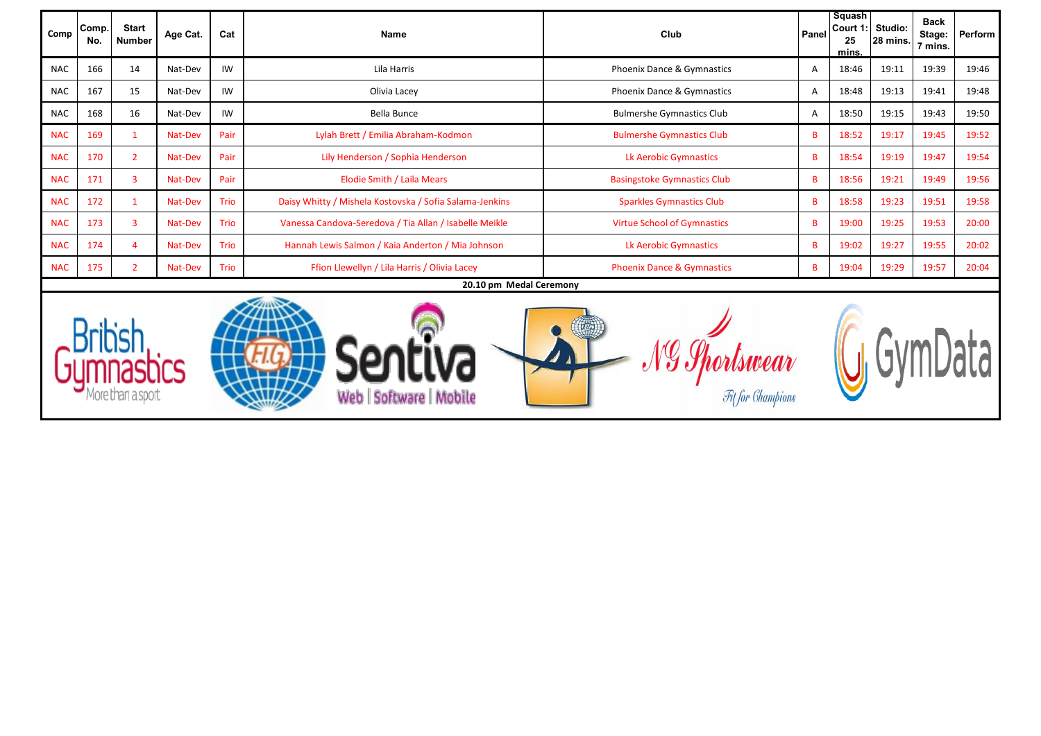| Comp | Comp. No. | Start Number | Age Cat. | Cat | Name | Club | Panel | Squash Court 1: 25 mins. | Studio: 28 mins. | Back Stage: 7 mins. | Perform |
|---|---|---|---|---|---|---|---|---|---|---|---|
| NAC | 166 | 14 | Nat-Dev | IW | Lila Harris | Phoenix Dance & Gymnastics | A | 18:46 | 19:11 | 19:39 | 19:46 |
| NAC | 167 | 15 | Nat-Dev | IW | Olivia Lacey | Phoenix Dance & Gymnastics | A | 18:48 | 19:13 | 19:41 | 19:48 |
| NAC | 168 | 16 | Nat-Dev | IW | Bella Bunce | Bulmershe Gymnastics Club | A | 18:50 | 19:15 | 19:43 | 19:50 |
| NAC | 169 | 1 | Nat-Dev | Pair | Lylah Brett / Emilia Abraham-Kodmon | Bulmershe Gymnastics Club | B | 18:52 | 19:17 | 19:45 | 19:52 |
| NAC | 170 | 2 | Nat-Dev | Pair | Lily Henderson / Sophia Henderson | Lk Aerobic Gymnastics | B | 18:54 | 19:19 | 19:47 | 19:54 |
| NAC | 171 | 3 | Nat-Dev | Pair | Elodie Smith / Laila Mears | Basingstoke Gymnastics Club | B | 18:56 | 19:21 | 19:49 | 19:56 |
| NAC | 172 | 1 | Nat-Dev | Trio | Daisy Whitty / Mishela Kostovska / Sofia Salama-Jenkins | Sparkles Gymnastics Club | B | 18:58 | 19:23 | 19:51 | 19:58 |
| NAC | 173 | 3 | Nat-Dev | Trio | Vanessa Candova-Seredova / Tia Allan / Isabelle Meikle | Virtue School of Gymnastics | B | 19:00 | 19:25 | 19:53 | 20:00 |
| NAC | 174 | 4 | Nat-Dev | Trio | Hannah Lewis Salmon / Kaia Anderton / Mia Johnson | Lk Aerobic Gymnastics | B | 19:02 | 19:27 | 19:55 | 20:02 |
| NAC | 175 | 2 | Nat-Dev | Trio | Ffion Llewellyn / Lila Harris / Olivia Lacey | Phoenix Dance & Gymnastics | B | 19:04 | 19:29 | 19:57 | 20:04 |

**20.10 pm Medal Ceremony**

British Gymnastics – More than a sport | FIG | Sentiva – Web | Software | Mobile | NG Sportswear – Fit for Champions | GymData